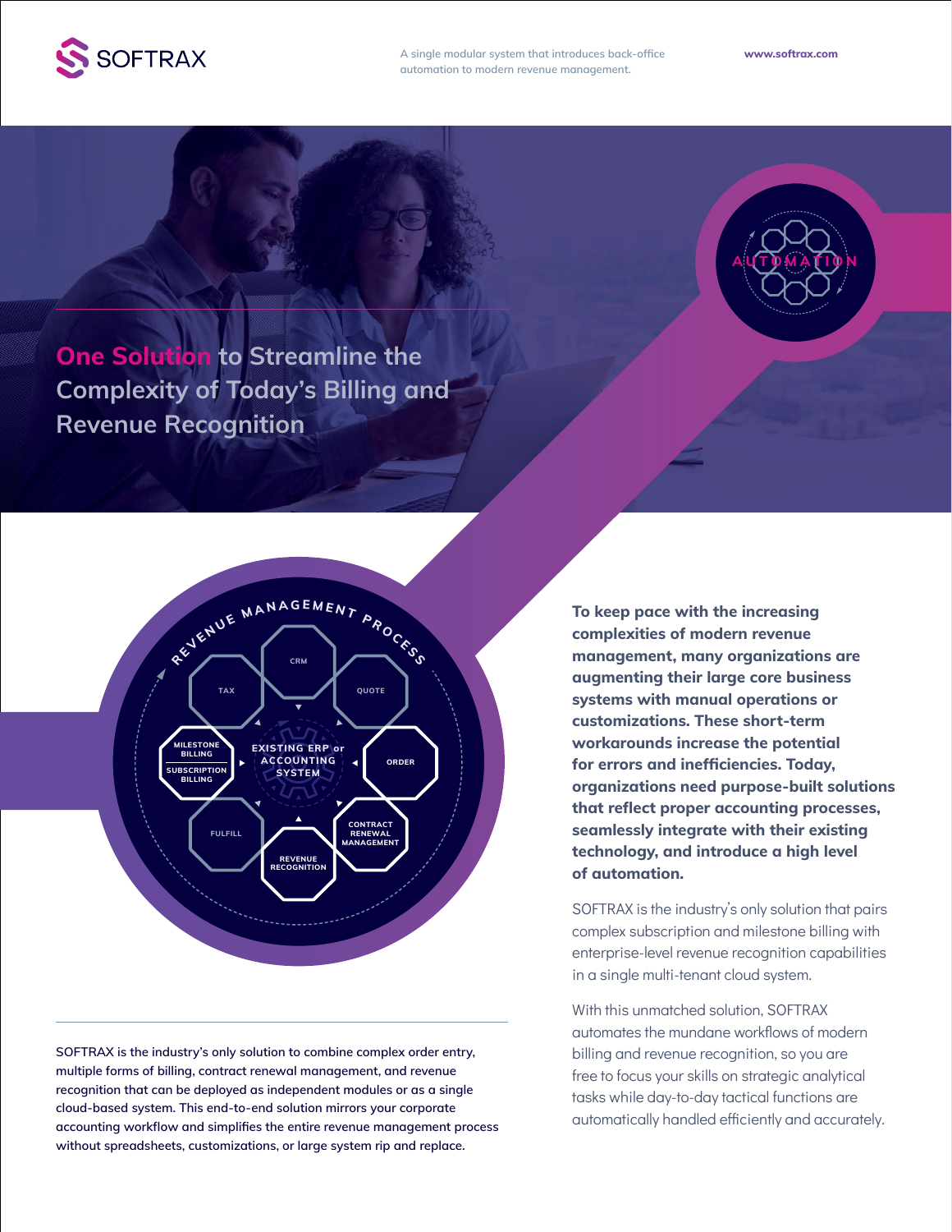SOFTRAX

A single modular system that introduces back-office automation to modern revenue management.

www.softrax.com

# One Solution to Streamline the Complexity of Today's Billing and Revenue Recognition

AUTOMATION

REVENUE MANAGEMENT PROCESS

CRM
QUOTE
ORDER
CONTRACT RENEWAL MANAGEMENT
REVENUE RECOGNITION
FULFILL
MILESTONE BILLING
SUBSCRIPTION BILLING
TAX

EXISTING ERP or ACCOUNTING SYSTEM

SOFTRAX is the industry's only solution to combine complex order entry, multiple forms of billing, contract renewal management, and revenue recognition that can be deployed as independent modules or as a single cloud-based system. This end-to-end solution mirrors your corporate accounting workflow and simplifies the entire revenue management process without spreadsheets, customizations, or large system rip and replace.

**To keep pace with the increasing complexities of modern revenue management, many organizations are augmenting their large core business systems with manual operations or customizations. These short-term workarounds increase the potential for errors and inefficiencies. Today, organizations need purpose-built solutions that reflect proper accounting processes, seamlessly integrate with their existing technology, and introduce a high level of automation.**

SOFTRAX is the industry's only solution that pairs complex subscription and milestone billing with enterprise-level revenue recognition capabilities in a single multi-tenant cloud system.

With this unmatched solution, SOFTRAX automates the mundane workflows of modern billing and revenue recognition, so you are free to focus your skills on strategic analytical tasks while day-to-day tactical functions are automatically handled efficiently and accurately.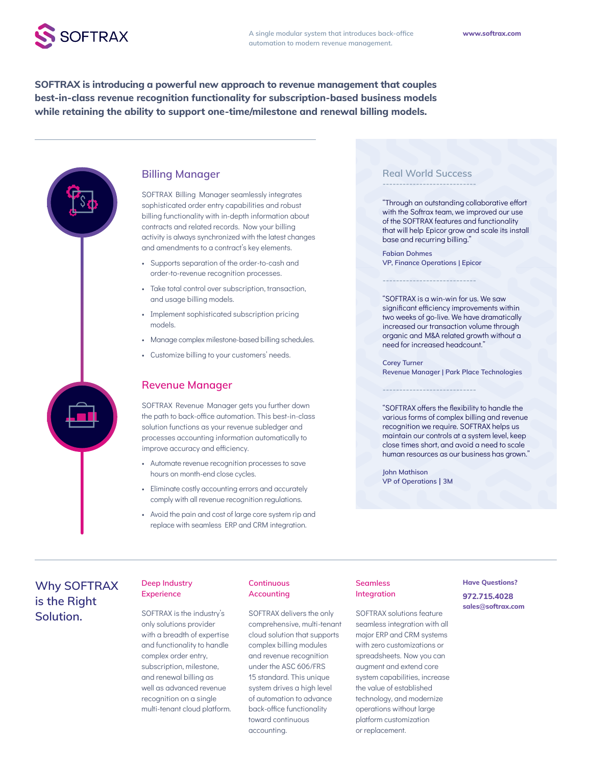SOFTRAX

A single modular system that introduces back-office automation to modern revenue management.

www.softrax.com

**SOFTRAX is introducing a powerful new approach to revenue management that couples best-in-class revenue recognition functionality for subscription-based business models while retaining the ability to support one-time/milestone and renewal billing models.**

## Billing Manager

SOFTRAX Billing Manager seamlessly integrates sophisticated order entry capabilities and robust billing functionality with in-depth information about contracts and related records. Now your billing activity is always synchronized with the latest changes and amendments to a contract's key elements.

- Supports separation of the order-to-cash and order-to-revenue recognition processes.
- Take total control over subscription, transaction, and usage billing models.
- Implement sophisticated subscription pricing models.
- Manage complex milestone-based billing schedules.
- Customize billing to your customers' needs.

## Revenue Manager

SOFTRAX Revenue Manager gets you further down the path to back-office automation. This best-in-class solution functions as your revenue subledger and processes accounting information automatically to improve accuracy and efficiency.

- Automate revenue recognition processes to save hours on month-end close cycles.
- Eliminate costly accounting errors and accurately comply with all revenue recognition regulations.
- Avoid the pain and cost of large core system rip and replace with seamless ERP and CRM integration.

## Real World Success

"Through an outstanding collaborative effort with the Softrax team, we improved our use of the SOFTRAX features and functionality that will help Epicor grow and scale its install base and recurring billing."

Fabian Dohmes
VP, Finance Operations | Epicor

"SOFTRAX is a win-win for us. We saw significant efficiency improvements within two weeks of go-live. We have dramatically increased our transaction volume through organic and M&A related growth without a need for increased headcount."

Corey Turner
Revenue Manager | Park Place Technologies

"SOFTRAX offers the flexibility to handle the various forms of complex billing and revenue recognition we require. SOFTRAX helps us maintain our controls at a system level, keep close times short, and avoid a need to scale human resources as our business has grown."

John Mathison
VP of Operations | 3M

## Why SOFTRAX is the Right Solution.

### Deep Industry Experience

SOFTRAX is the industry's only solutions provider with a breadth of expertise and functionality to handle complex order entry, subscription, milestone, and renewal billing as well as advanced revenue recognition on a single multi-tenant cloud platform.

### Continuous Accounting

SOFTRAX delivers the only comprehensive, multi-tenant cloud solution that supports complex billing modules and revenue recognition under the ASC 606/FRS 15 standard. This unique system drives a high level of automation to advance back-office functionality toward continuous accounting.

### Seamless Integration

SOFTRAX solutions feature seamless integration with all major ERP and CRM systems with zero customizations or spreadsheets. Now you can augment and extend core system capabilities, increase the value of established technology, and modernize operations without large platform customization or replacement.

**Have Questions?**

**972.715.4028**
**sales@softrax.com**